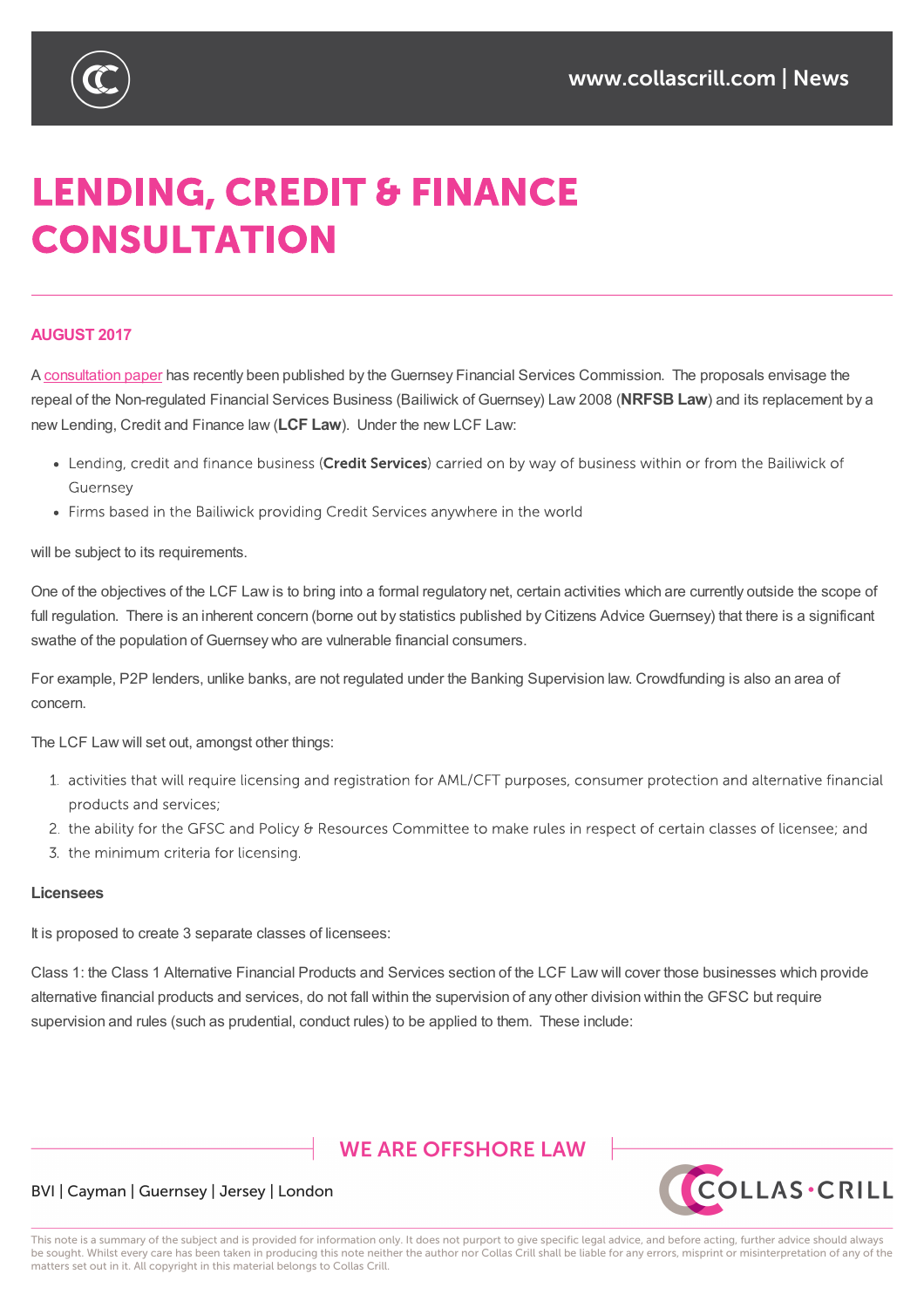# LENDING, CREDIT & FINANCE CONSULTATION

**AUGUST 2017**

A consultation paper has recently been published by the Guernsey Financial Services Commission. The proposals envisage the repeal of the Non-regulated Financial Services Business (Bailiwick of Guernsey) Law 2008 (**NRFSB Law**) and its replacement by a new Lending, Credit and Finance law (**LCF Law**). Under the new LCF Law:

- Lending, credit and finance business (**Credit Services**) carried on by way of business within or from the Bailiwick of Guernsey
- Firms based in the Bailiwick providing Credit Services anywhere in the world

will be subject to its requirements.

One of the objectives of the LCF Law is to bring into a formal regulatory net, certain activities which are currently outside the scope of full regulation. There is an inherent concern (borne out by statistics published by Citizens Advice Guernsey) that there is a significant swathe of the population of Guernsey who are vulnerable financial consumers.

For example, P2P lenders, unlike banks, are not regulated under the Banking Supervision law. Crowdfunding is also an area of concern.

The LCF Law will set out, amongst other things:

1. activities that will require licensing and registration for AML/CFT purposes, consumer protection and alternative financial products and services;
2. the ability for the GFSC and Policy & Resources Committee to make rules in respect of certain classes of licensee; and
3. the minimum criteria for licensing.

**Licensees**

It is proposed to create 3 separate classes of licensees:

Class 1: the Class 1 Alternative Financial Products and Services section of the LCF Law will cover those businesses which provide alternative financial products and services, do not fall within the supervision of any other division within the GFSC but require supervision and rules (such as prudential, conduct rules) to be applied to them. These include: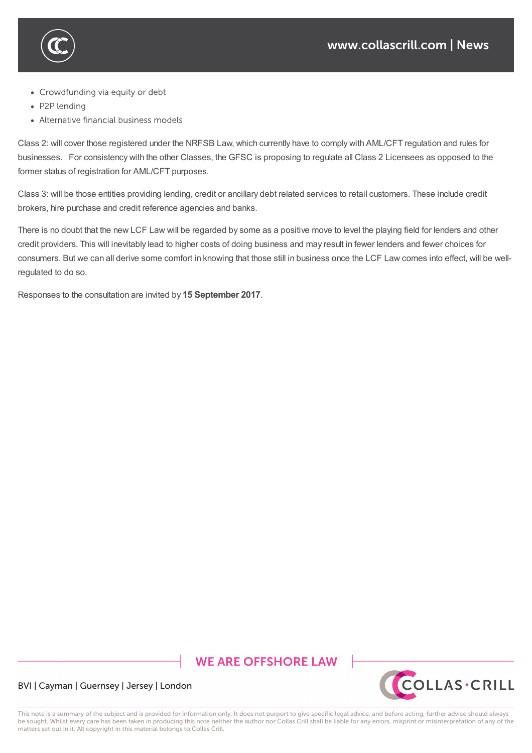- Crowdfunding via equity or debt
- P2P lending
- Alternative financial business models

Class 2: will cover those registered under the NRFSB Law, which currently have to comply with AML/CFT regulation and rules for businesses. For consistency with the other Classes, the GFSC is proposing to regulate all Class 2 Licensees as opposed to the former status of registration for AML/CFT purposes.

Class 3: will be those entities providing lending, credit or ancillary debt related services to retail customers. These include credit brokers, hire purchase and credit reference agencies and banks.

There is no doubt that the new LCF Law will be regarded by some as a positive move to level the playing field for lenders and other credit providers. This will inevitably lead to higher costs of doing business and may result in fewer lenders and fewer choices for consumers. But we can all derive some comfort in knowing that those still in business once the LCF Law comes into effect, will be well-regulated to do so.

Responses to the consultation are invited by **15 September 2017**.

WE ARE OFFSHORE LAW

BVI | Cayman | Guernsey | Jersey | London

This note is a summary of the subject and is provided for information only. It does not purport to give specific legal advice, and before acting, further advice should always be sought. Whilst every care has been taken in producing this note neither the author nor Collas Crill shall be liable for any errors, misprint or misinterpretation of any of the matters set out in it. All copyright in this material belongs to Collas Crill.